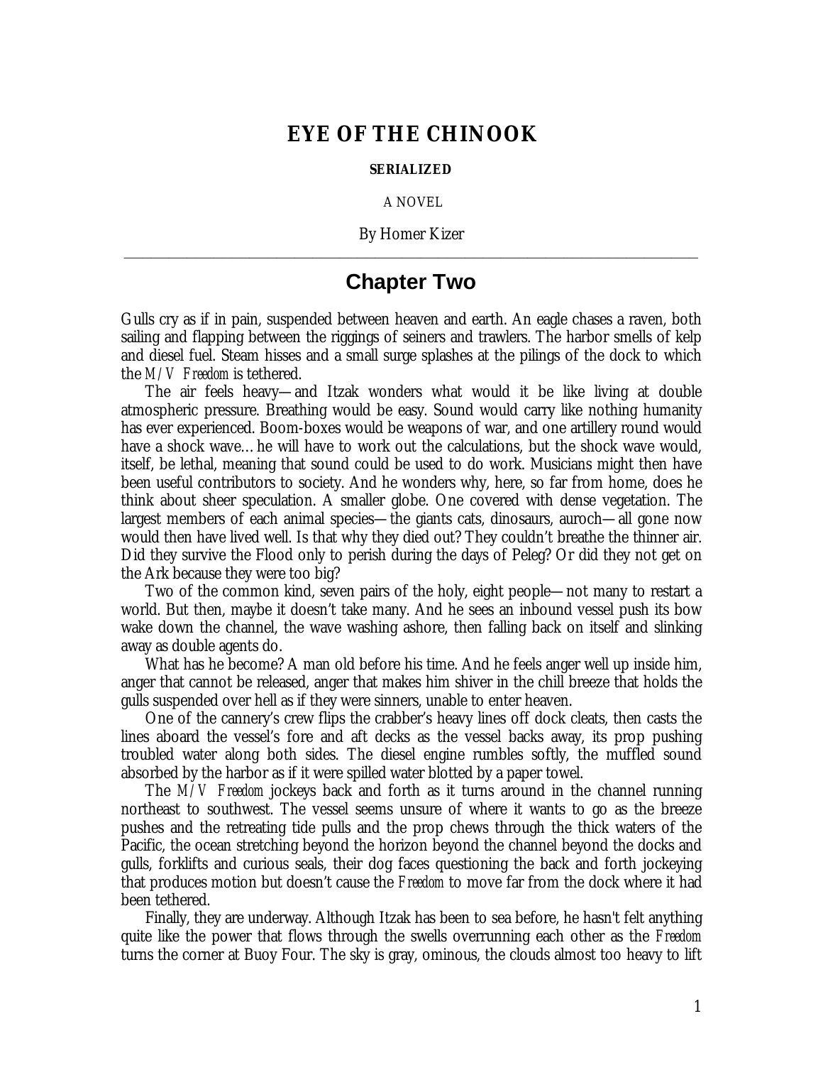# EYE OF THE CHINOOK

**SERIALIZED**

A NOVEL

By Homer Kizer

---

## Chapter Two

Gulls cry as if in pain, suspended between heaven and earth. An eagle chases a raven, both sailing and flapping between the riggings of seiners and trawlers. The harbor smells of kelp and diesel fuel. Steam hisses and a small surge splashes at the pilings of the dock to which the *M/V Freedom* is tethered.

The air feels heavy—and Itzak wonders what would it be like living at double atmospheric pressure. Breathing would be easy. Sound would carry like nothing humanity has ever experienced. Boom-boxes would be weapons of war, and one artillery round would have a shock wave… he will have to work out the calculations, but the shock wave would, itself, be lethal, meaning that sound could be used to do work. Musicians might then have been useful contributors to society. And he wonders why, here, so far from home, does he think about sheer speculation. A smaller globe. One covered with dense vegetation. The largest members of each animal species—the giants cats, dinosaurs, auroch—all gone now would then have lived well. Is that why they died out? They couldn't breathe the thinner air. Did they survive the Flood only to perish during the days of Peleg? Or did they not get on the Ark because they were too big?

Two of the common kind, seven pairs of the holy, eight people—not many to restart a world. But then, maybe it doesn't take many. And he sees an inbound vessel push its bow wake down the channel, the wave washing ashore, then falling back on itself and slinking away as double agents do.

What has he become? A man old before his time. And he feels anger well up inside him, anger that cannot be released, anger that makes him shiver in the chill breeze that holds the gulls suspended over hell as if they were sinners, unable to enter heaven.

One of the cannery's crew flips the crabber's heavy lines off dock cleats, then casts the lines aboard the vessel's fore and aft decks as the vessel backs away, its prop pushing troubled water along both sides. The diesel engine rumbles softly, the muffled sound absorbed by the harbor as if it were spilled water blotted by a paper towel.

The *M/V Freedom* jockeys back and forth as it turns around in the channel running northeast to southwest. The vessel seems unsure of where it wants to go as the breeze pushes and the retreating tide pulls and the prop chews through the thick waters of the Pacific, the ocean stretching beyond the horizon beyond the channel beyond the docks and gulls, forklifts and curious seals, their dog faces questioning the back and forth jockeying that produces motion but doesn't cause the *Freedom* to move far from the dock where it had been tethered.

Finally, they are underway. Although Itzak has been to sea before, he hasn't felt anything quite like the power that flows through the swells overrunning each other as the *Freedom* turns the corner at Buoy Four. The sky is gray, ominous, the clouds almost too heavy to lift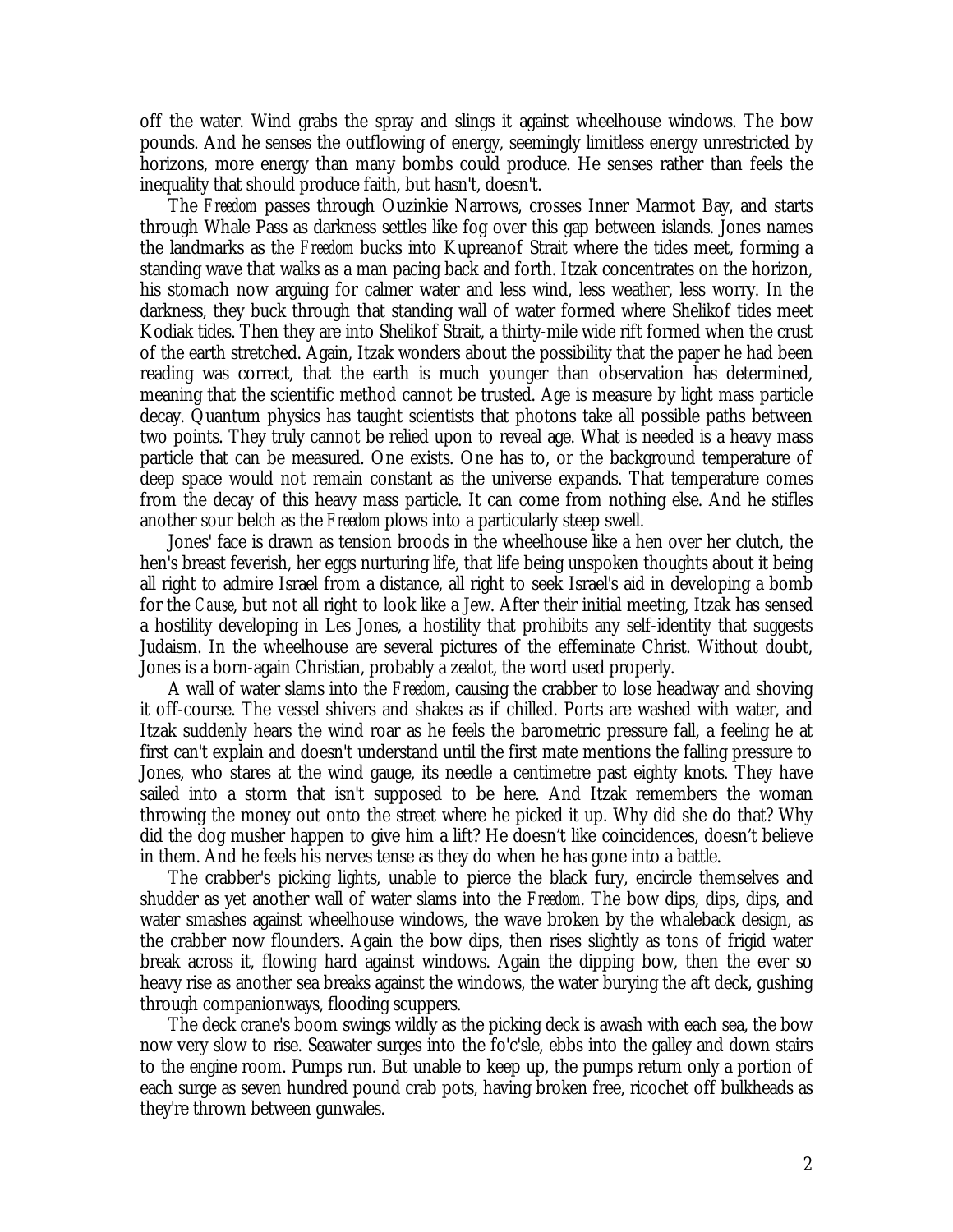off the water. Wind grabs the spray and slings it against wheelhouse windows. The bow pounds. And he senses the outflowing of energy, seemingly limitless energy unrestricted by horizons, more energy than many bombs could produce. He senses rather than feels the inequality that should produce faith, but hasn't, doesn't.

The *Freedom* passes through Ouzinkie Narrows, crosses Inner Marmot Bay, and starts through Whale Pass as darkness settles like fog over this gap between islands. Jones names the landmarks as the *Freedom* bucks into Kupreanof Strait where the tides meet, forming a standing wave that walks as a man pacing back and forth. Itzak concentrates on the horizon, his stomach now arguing for calmer water and less wind, less weather, less worry. In the darkness, they buck through that standing wall of water formed where Shelikof tides meet Kodiak tides. Then they are into Shelikof Strait, a thirty-mile wide rift formed when the crust of the earth stretched. Again, Itzak wonders about the possibility that the paper he had been reading was correct, that the earth is much younger than observation has determined, meaning that the scientific method cannot be trusted. Age is measure by light mass particle decay. Quantum physics has taught scientists that photons take all possible paths between two points. They truly cannot be relied upon to reveal age. What is needed is a heavy mass particle that can be measured. One exists. One has to, or the background temperature of deep space would not remain constant as the universe expands. That temperature comes from the decay of this heavy mass particle. It can come from nothing else. And he stifles another sour belch as the *Freedom* plows into a particularly steep swell.

Jones' face is drawn as tension broods in the wheelhouse like a hen over her clutch, the hen's breast feverish, her eggs nurturing life, that life being unspoken thoughts about it being all right to admire Israel from a distance, all right to seek Israel's aid in developing a bomb for the *Cause*, but not all right to look like a Jew. After their initial meeting, Itzak has sensed a hostility developing in Les Jones, a hostility that prohibits any self-identity that suggests Judaism. In the wheelhouse are several pictures of the effeminate Christ. Without doubt, Jones is a born-again Christian, probably a zealot, the word used properly.

A wall of water slams into the *Freedom*, causing the crabber to lose headway and shoving it off-course. The vessel shivers and shakes as if chilled. Ports are washed with water, and Itzak suddenly hears the wind roar as he feels the barometric pressure fall, a feeling he at first can't explain and doesn't understand until the first mate mentions the falling pressure to Jones, who stares at the wind gauge, its needle a centimetre past eighty knots. They have sailed into a storm that isn't supposed to be here. And Itzak remembers the woman throwing the money out onto the street where he picked it up. Why did she do that? Why did the dog musher happen to give him a lift? He doesn't like coincidences, doesn't believe in them. And he feels his nerves tense as they do when he has gone into a battle.

The crabber's picking lights, unable to pierce the black fury, encircle themselves and shudder as yet another wall of water slams into the *Freedom*. The bow dips, dips, dips, and water smashes against wheelhouse windows, the wave broken by the whaleback design, as the crabber now flounders. Again the bow dips, then rises slightly as tons of frigid water break across it, flowing hard against windows. Again the dipping bow, then the ever so heavy rise as another sea breaks against the windows, the water burying the aft deck, gushing through companionways, flooding scuppers.

The deck crane's boom swings wildly as the picking deck is awash with each sea, the bow now very slow to rise. Seawater surges into the fo'c'sle, ebbs into the galley and down stairs to the engine room. Pumps run. But unable to keep up, the pumps return only a portion of each surge as seven hundred pound crab pots, having broken free, ricochet off bulkheads as they're thrown between gunwales.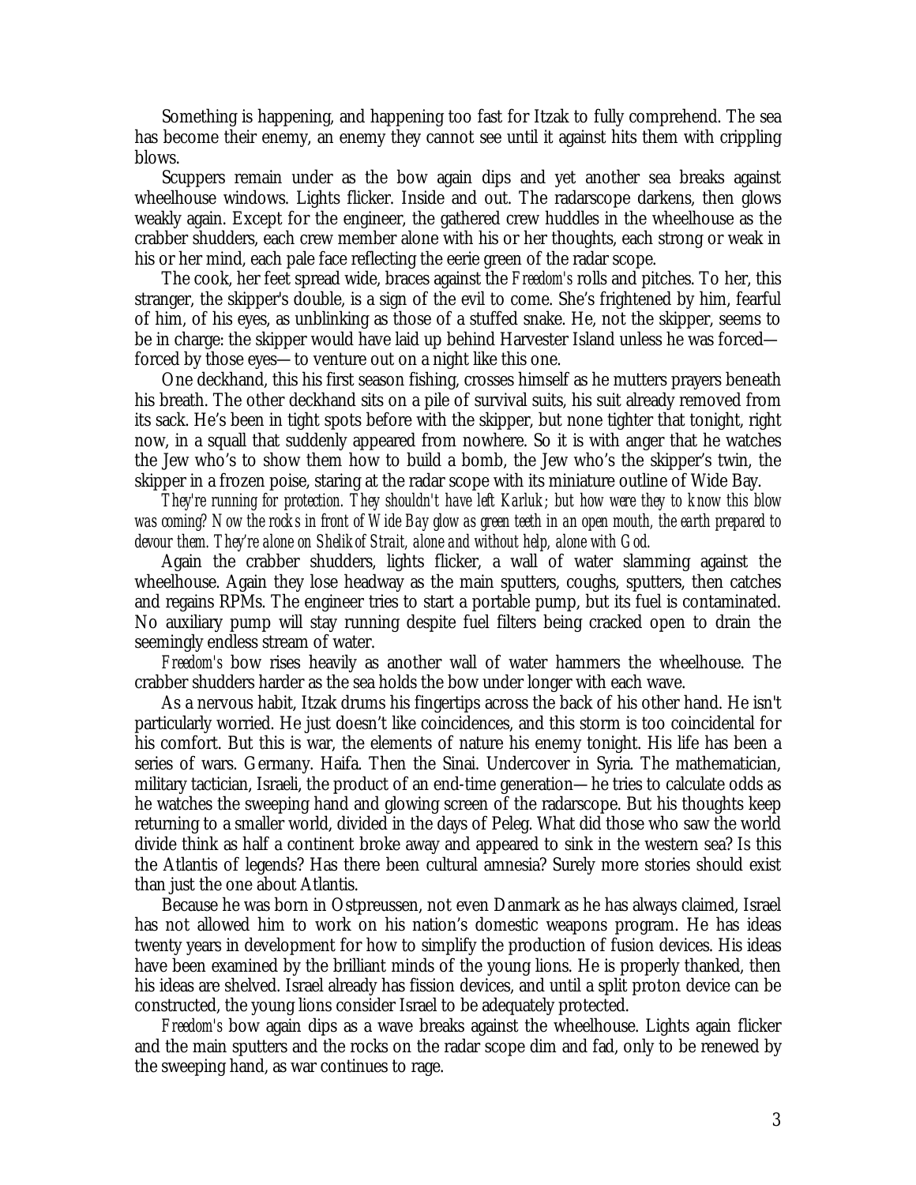Something is happening, and happening too fast for Itzak to fully comprehend. The sea has become their enemy, an enemy they cannot see until it against hits them with crippling blows.

Scuppers remain under as the bow again dips and yet another sea breaks against wheelhouse windows. Lights flicker. Inside and out. The radarscope darkens, then glows weakly again. Except for the engineer, the gathered crew huddles in the wheelhouse as the crabber shudders, each crew member alone with his or her thoughts, each strong or weak in his or her mind, each pale face reflecting the eerie green of the radar scope.

The cook, her feet spread wide, braces against the *Freedom's* rolls and pitches. To her, this stranger, the skipper's double, is a sign of the evil to come. She's frightened by him, fearful of him, of his eyes, as unblinking as those of a stuffed snake. He, not the skipper, seems to be in charge: the skipper would have laid up behind Harvester Island unless he was forced—forced by those eyes—to venture out on a night like this one.

One deckhand, this his first season fishing, crosses himself as he mutters prayers beneath his breath. The other deckhand sits on a pile of survival suits, his suit already removed from its sack. He's been in tight spots before with the skipper, but none tighter that tonight, right now, in a squall that suddenly appeared from nowhere. So it is with anger that he watches the Jew who's to show them how to build a bomb, the Jew who's the skipper's twin, the skipper in a frozen poise, staring at the radar scope with its miniature outline of Wide Bay.

*They're running for protection. They shouldn't have left Karluk; but how were they to know this blow was coming? Now the rocks in front of Wide Bay glow as green teeth in an open mouth, the earth prepared to devour them. They're alone on Shelikof Strait, alone and without help, alone with God.*

Again the crabber shudders, lights flicker, a wall of water slamming against the wheelhouse. Again they lose headway as the main sputters, coughs, sputters, then catches and regains RPMs. The engineer tries to start a portable pump, but its fuel is contaminated. No auxiliary pump will stay running despite fuel filters being cracked open to drain the seemingly endless stream of water.

*Freedom's* bow rises heavily as another wall of water hammers the wheelhouse. The crabber shudders harder as the sea holds the bow under longer with each wave.

As a nervous habit, Itzak drums his fingertips across the back of his other hand. He isn't particularly worried. He just doesn't like coincidences, and this storm is too coincidental for his comfort. But this is war, the elements of nature his enemy tonight. His life has been a series of wars. Germany. Haifa. Then the Sinai. Undercover in Syria. The mathematician, military tactician, Israeli, the product of an end-time generation—he tries to calculate odds as he watches the sweeping hand and glowing screen of the radarscope. But his thoughts keep returning to a smaller world, divided in the days of Peleg. What did those who saw the world divide think as half a continent broke away and appeared to sink in the western sea? Is this the Atlantis of legends? Has there been cultural amnesia? Surely more stories should exist than just the one about Atlantis.

Because he was born in Ostpreussen, not even Danmark as he has always claimed, Israel has not allowed him to work on his nation's domestic weapons program. He has ideas twenty years in development for how to simplify the production of fusion devices. His ideas have been examined by the brilliant minds of the young lions. He is properly thanked, then his ideas are shelved. Israel already has fission devices, and until a split proton device can be constructed, the young lions consider Israel to be adequately protected.

*Freedom's* bow again dips as a wave breaks against the wheelhouse. Lights again flicker and the main sputters and the rocks on the radar scope dim and fad, only to be renewed by the sweeping hand, as war continues to rage.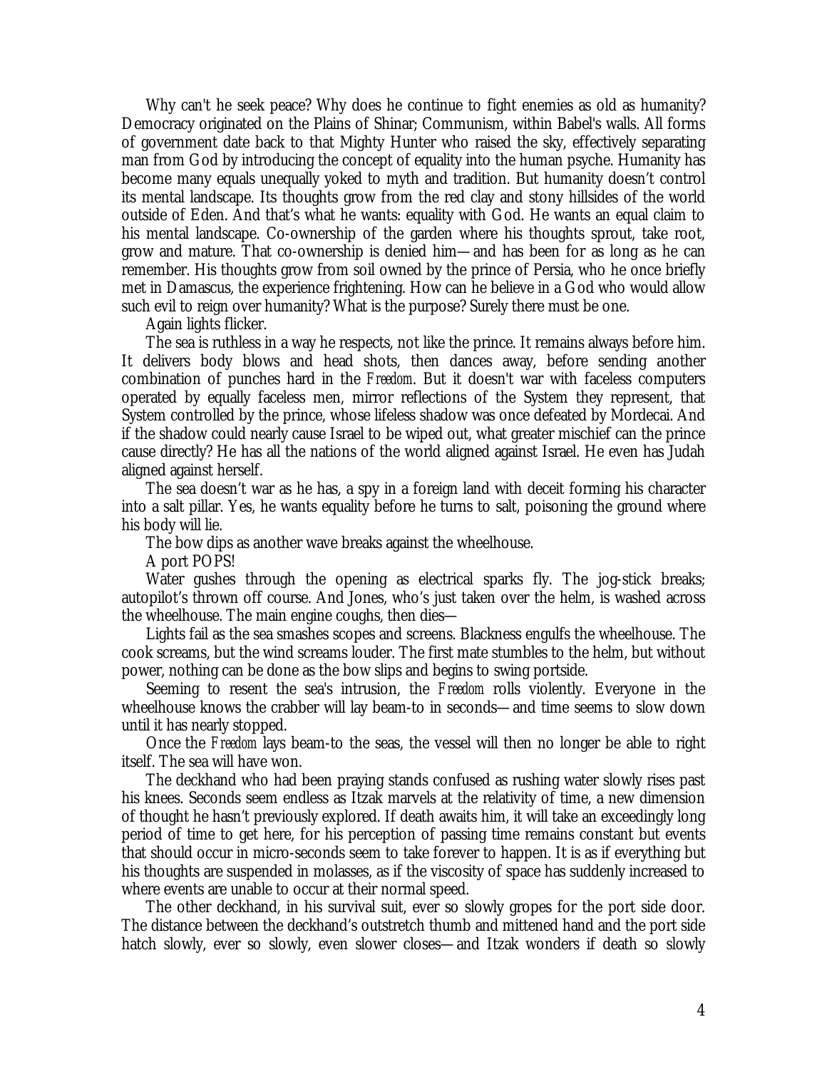Why can't he seek peace? Why does he continue to fight enemies as old as humanity? Democracy originated on the Plains of Shinar; Communism, within Babel's walls. All forms of government date back to that Mighty Hunter who raised the sky, effectively separating man from God by introducing the concept of equality into the human psyche. Humanity has become many equals unequally yoked to myth and tradition. But humanity doesn't control its mental landscape. Its thoughts grow from the red clay and stony hillsides of the world outside of Eden. And that's what he wants: equality with God. He wants an equal claim to his mental landscape. Co-ownership of the garden where his thoughts sprout, take root, grow and mature. That co-ownership is denied him—and has been for as long as he can remember. His thoughts grow from soil owned by the prince of Persia, who he once briefly met in Damascus, the experience frightening. How can he believe in a God who would allow such evil to reign over humanity? What is the purpose? Surely there must be one.

Again lights flicker.

The sea is ruthless in a way he respects, not like the prince. It remains always before him. It delivers body blows and head shots, then dances away, before sending another combination of punches hard in the *Freedom*. But it doesn't war with faceless computers operated by equally faceless men, mirror reflections of the System they represent, that System controlled by the prince, whose lifeless shadow was once defeated by Mordecai. And if the shadow could nearly cause Israel to be wiped out, what greater mischief can the prince cause directly? He has all the nations of the world aligned against Israel. He even has Judah aligned against herself.

The sea doesn't war as he has, a spy in a foreign land with deceit forming his character into a salt pillar. Yes, he wants equality before he turns to salt, poisoning the ground where his body will lie.

The bow dips as another wave breaks against the wheelhouse.

A port POPS!

Water gushes through the opening as electrical sparks fly. The jog-stick breaks; autopilot's thrown off course. And Jones, who's just taken over the helm, is washed across the wheelhouse. The main engine coughs, then dies—

Lights fail as the sea smashes scopes and screens. Blackness engulfs the wheelhouse. The cook screams, but the wind screams louder. The first mate stumbles to the helm, but without power, nothing can be done as the bow slips and begins to swing portside.

Seeming to resent the sea's intrusion, the *Freedom* rolls violently. Everyone in the wheelhouse knows the crabber will lay beam-to in seconds—and time seems to slow down until it has nearly stopped.

Once the *Freedom* lays beam-to the seas, the vessel will then no longer be able to right itself. The sea will have won.

The deckhand who had been praying stands confused as rushing water slowly rises past his knees. Seconds seem endless as Itzak marvels at the relativity of time, a new dimension of thought he hasn't previously explored. If death awaits him, it will take an exceedingly long period of time to get here, for his perception of passing time remains constant but events that should occur in micro-seconds seem to take forever to happen. It is as if everything but his thoughts are suspended in molasses, as if the viscosity of space has suddenly increased to where events are unable to occur at their normal speed.

The other deckhand, in his survival suit, ever so slowly gropes for the port side door. The distance between the deckhand's outstretch thumb and mittened hand and the port side hatch slowly, ever so slowly, even slower closes—and Itzak wonders if death so slowly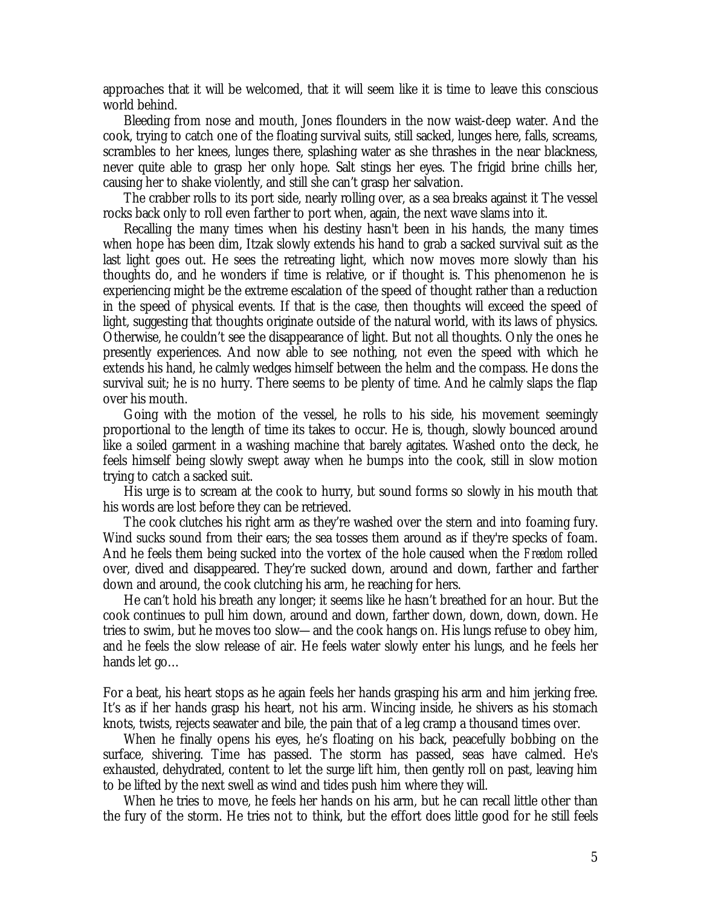approaches that it will be welcomed, that it will seem like it is time to leave this conscious world behind.

Bleeding from nose and mouth, Jones flounders in the now waist-deep water. And the cook, trying to catch one of the floating survival suits, still sacked, lunges here, falls, screams, scrambles to her knees, lunges there, splashing water as she thrashes in the near blackness, never quite able to grasp her only hope. Salt stings her eyes. The frigid brine chills her, causing her to shake violently, and still she can't grasp her salvation.

The crabber rolls to its port side, nearly rolling over, as a sea breaks against it The vessel rocks back only to roll even farther to port when, again, the next wave slams into it.

Recalling the many times when his destiny hasn't been in his hands, the many times when hope has been dim, Itzak slowly extends his hand to grab a sacked survival suit as the last light goes out. He sees the retreating light, which now moves more slowly than his thoughts do, and he wonders if time is relative, or if thought is. This phenomenon he is experiencing might be the extreme escalation of the speed of thought rather than a reduction in the speed of physical events. If that is the case, then thoughts will exceed the speed of light, suggesting that thoughts originate outside of the natural world, with its laws of physics. Otherwise, he couldn't see the disappearance of light. But not all thoughts. Only the ones he presently experiences. And now able to see nothing, not even the speed with which he extends his hand, he calmly wedges himself between the helm and the compass. He dons the survival suit; he is no hurry. There seems to be plenty of time. And he calmly slaps the flap over his mouth.

Going with the motion of the vessel, he rolls to his side, his movement seemingly proportional to the length of time its takes to occur. He is, though, slowly bounced around like a soiled garment in a washing machine that barely agitates. Washed onto the deck, he feels himself being slowly swept away when he bumps into the cook, still in slow motion trying to catch a sacked suit.

His urge is to scream at the cook to hurry, but sound forms so slowly in his mouth that his words are lost before they can be retrieved.

The cook clutches his right arm as they're washed over the stern and into foaming fury. Wind sucks sound from their ears; the sea tosses them around as if they're specks of foam. And he feels them being sucked into the vortex of the hole caused when the *Freedom* rolled over, dived and disappeared. They're sucked down, around and down, farther and farther down and around, the cook clutching his arm, he reaching for hers.

He can't hold his breath any longer; it seems like he hasn't breathed for an hour. But the cook continues to pull him down, around and down, farther down, down, down, down. He tries to swim, but he moves too slow— and the cook hangs on. His lungs refuse to obey him, and he feels the slow release of air. He feels water slowly enter his lungs, and he feels her hands let go…

For a beat, his heart stops as he again feels her hands grasping his arm and him jerking free. It's as if her hands grasp his heart, not his arm. Wincing inside, he shivers as his stomach knots, twists, rejects seawater and bile, the pain that of a leg cramp a thousand times over.

When he finally opens his eyes, he's floating on his back, peacefully bobbing on the surface, shivering. Time has passed. The storm has passed, seas have calmed. He's exhausted, dehydrated, content to let the surge lift him, then gently roll on past, leaving him to be lifted by the next swell as wind and tides push him where they will.

When he tries to move, he feels her hands on his arm, but he can recall little other than the fury of the storm. He tries not to think, but the effort does little good for he still feels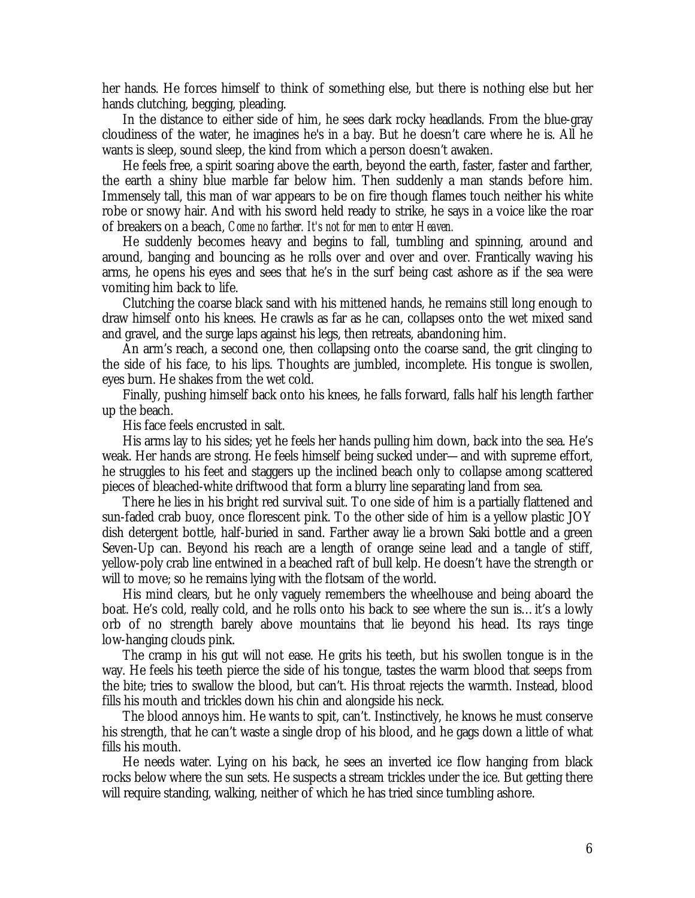her hands. He forces himself to think of something else, but there is nothing else but her hands clutching, begging, pleading.

In the distance to either side of him, he sees dark rocky headlands. From the blue-gray cloudiness of the water, he imagines he's in a bay. But he doesn't care where he is. All he wants is sleep, sound sleep, the kind from which a person doesn't awaken.

He feels free, a spirit soaring above the earth, beyond the earth, faster, faster and farther, the earth a shiny blue marble far below him. Then suddenly a man stands before him. Immensely tall, this man of war appears to be on fire though flames touch neither his white robe or snowy hair. And with his sword held ready to strike, he says in a voice like the roar of breakers on a beach, *Come no farther. It's not for men to enter Heaven.*

He suddenly becomes heavy and begins to fall, tumbling and spinning, around and around, banging and bouncing as he rolls over and over and over. Frantically waving his arms, he opens his eyes and sees that he's in the surf being cast ashore as if the sea were vomiting him back to life.

Clutching the coarse black sand with his mittened hands, he remains still long enough to draw himself onto his knees. He crawls as far as he can, collapses onto the wet mixed sand and gravel, and the surge laps against his legs, then retreats, abandoning him.

An arm's reach, a second one, then collapsing onto the coarse sand, the grit clinging to the side of his face, to his lips. Thoughts are jumbled, incomplete. His tongue is swollen, eyes burn. He shakes from the wet cold.

Finally, pushing himself back onto his knees, he falls forward, falls half his length farther up the beach.

His face feels encrusted in salt.

His arms lay to his sides; yet he feels her hands pulling him down, back into the sea. He's weak. Her hands are strong. He feels himself being sucked under—and with supreme effort, he struggles to his feet and staggers up the inclined beach only to collapse among scattered pieces of bleached-white driftwood that form a blurry line separating land from sea.

There he lies in his bright red survival suit. To one side of him is a partially flattened and sun-faded crab buoy, once florescent pink. To the other side of him is a yellow plastic JOY dish detergent bottle, half-buried in sand. Farther away lie a brown Saki bottle and a green Seven-Up can. Beyond his reach are a length of orange seine lead and a tangle of stiff, yellow-poly crab line entwined in a beached raft of bull kelp. He doesn't have the strength or will to move; so he remains lying with the flotsam of the world.

His mind clears, but he only vaguely remembers the wheelhouse and being aboard the boat. He's cold, really cold, and he rolls onto his back to see where the sun is… it's a lowly orb of no strength barely above mountains that lie beyond his head. Its rays tinge low-hanging clouds pink.

The cramp in his gut will not ease. He grits his teeth, but his swollen tongue is in the way. He feels his teeth pierce the side of his tongue, tastes the warm blood that seeps from the bite; tries to swallow the blood, but can't. His throat rejects the warmth. Instead, blood fills his mouth and trickles down his chin and alongside his neck.

The blood annoys him. He wants to spit, can't. Instinctively, he knows he must conserve his strength, that he can't waste a single drop of his blood, and he gags down a little of what fills his mouth.

He needs water. Lying on his back, he sees an inverted ice flow hanging from black rocks below where the sun sets. He suspects a stream trickles under the ice. But getting there will require standing, walking, neither of which he has tried since tumbling ashore.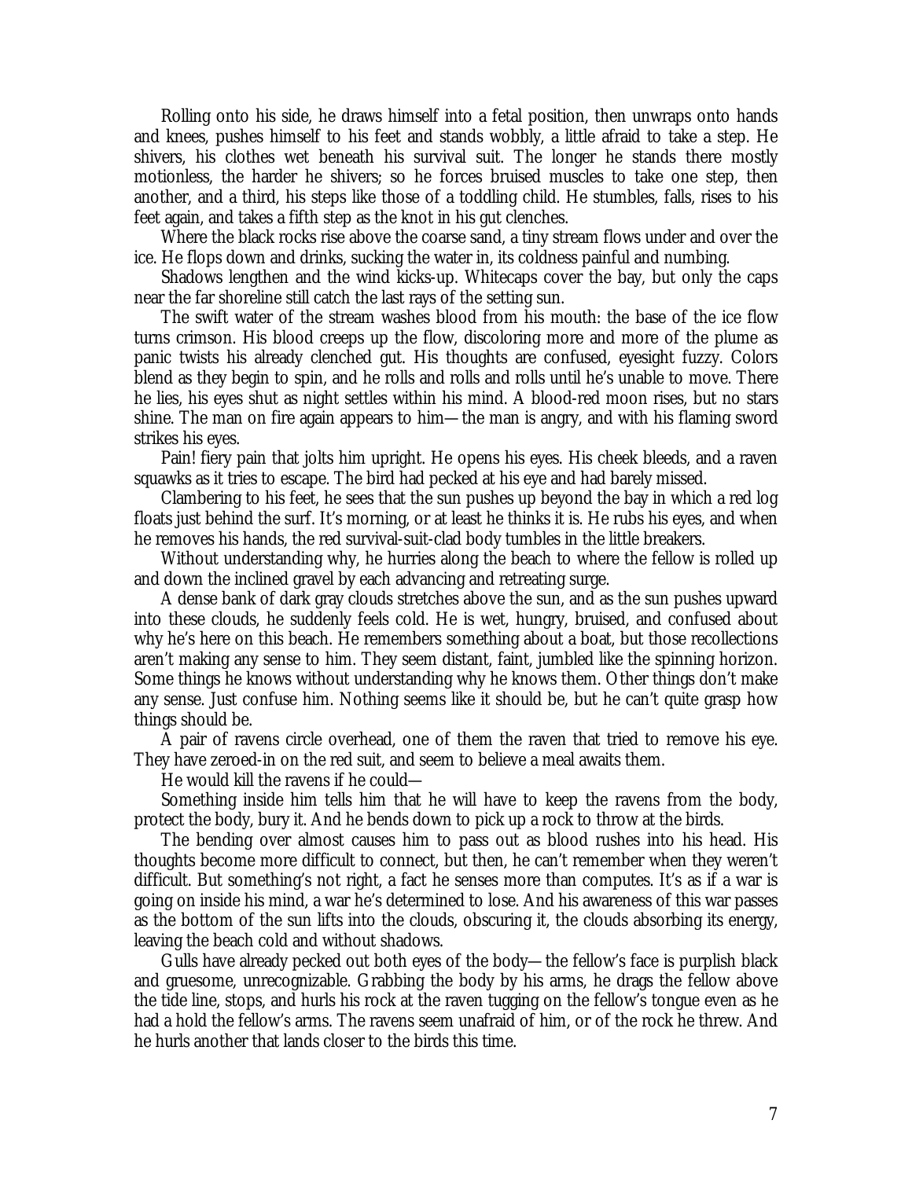Rolling onto his side, he draws himself into a fetal position, then unwraps onto hands and knees, pushes himself to his feet and stands wobbly, a little afraid to take a step. He shivers, his clothes wet beneath his survival suit. The longer he stands there mostly motionless, the harder he shivers; so he forces bruised muscles to take one step, then another, and a third, his steps like those of a toddling child. He stumbles, falls, rises to his feet again, and takes a fifth step as the knot in his gut clenches.

Where the black rocks rise above the coarse sand, a tiny stream flows under and over the ice. He flops down and drinks, sucking the water in, its coldness painful and numbing.

Shadows lengthen and the wind kicks-up. Whitecaps cover the bay, but only the caps near the far shoreline still catch the last rays of the setting sun.

The swift water of the stream washes blood from his mouth: the base of the ice flow turns crimson. His blood creeps up the flow, discoloring more and more of the plume as panic twists his already clenched gut. His thoughts are confused, eyesight fuzzy. Colors blend as they begin to spin, and he rolls and rolls and rolls until he's unable to move. There he lies, his eyes shut as night settles within his mind. A blood-red moon rises, but no stars shine. The man on fire again appears to him—the man is angry, and with his flaming sword strikes his eyes.

Pain! fiery pain that jolts him upright. He opens his eyes. His cheek bleeds, and a raven squawks as it tries to escape. The bird had pecked at his eye and had barely missed.

Clambering to his feet, he sees that the sun pushes up beyond the bay in which a red log floats just behind the surf. It's morning, or at least he thinks it is. He rubs his eyes, and when he removes his hands, the red survival-suit-clad body tumbles in the little breakers.

Without understanding why, he hurries along the beach to where the fellow is rolled up and down the inclined gravel by each advancing and retreating surge.

A dense bank of dark gray clouds stretches above the sun, and as the sun pushes upward into these clouds, he suddenly feels cold. He is wet, hungry, bruised, and confused about why he's here on this beach. He remembers something about a boat, but those recollections aren't making any sense to him. They seem distant, faint, jumbled like the spinning horizon. Some things he knows without understanding why he knows them. Other things don't make any sense. Just confuse him. Nothing seems like it should be, but he can't quite grasp how things should be.

A pair of ravens circle overhead, one of them the raven that tried to remove his eye. They have zeroed-in on the red suit, and seem to believe a meal awaits them.

He would kill the ravens if he could—

Something inside him tells him that he will have to keep the ravens from the body, protect the body, bury it. And he bends down to pick up a rock to throw at the birds.

The bending over almost causes him to pass out as blood rushes into his head. His thoughts become more difficult to connect, but then, he can't remember when they weren't difficult. But something's not right, a fact he senses more than computes. It's as if a war is going on inside his mind, a war he's determined to lose. And his awareness of this war passes as the bottom of the sun lifts into the clouds, obscuring it, the clouds absorbing its energy, leaving the beach cold and without shadows.

Gulls have already pecked out both eyes of the body—the fellow's face is purplish black and gruesome, unrecognizable. Grabbing the body by his arms, he drags the fellow above the tide line, stops, and hurls his rock at the raven tugging on the fellow's tongue even as he had a hold the fellow's arms. The ravens seem unafraid of him, or of the rock he threw. And he hurls another that lands closer to the birds this time.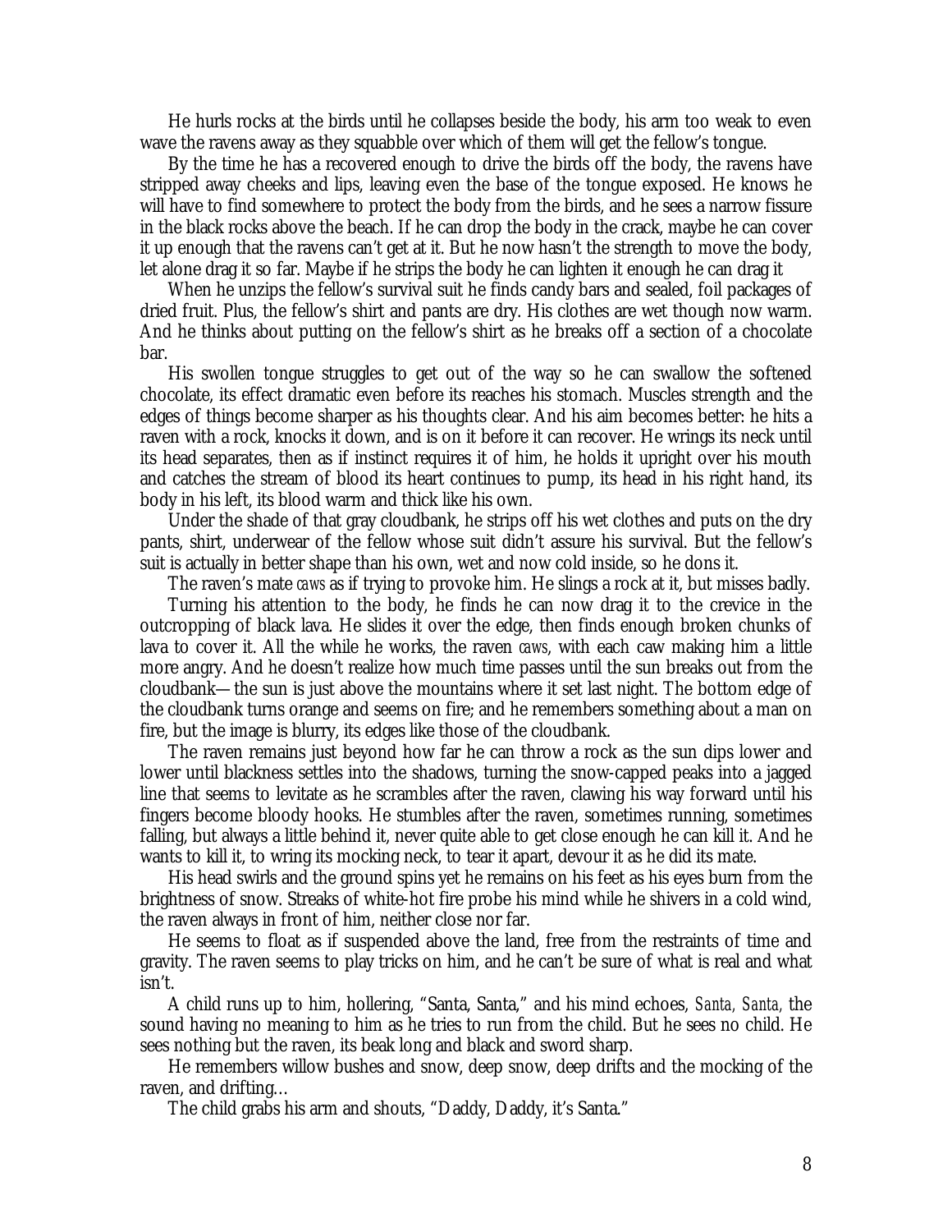He hurls rocks at the birds until he collapses beside the body, his arm too weak to even wave the ravens away as they squabble over which of them will get the fellow's tongue.

By the time he has a recovered enough to drive the birds off the body, the ravens have stripped away cheeks and lips, leaving even the base of the tongue exposed. He knows he will have to find somewhere to protect the body from the birds, and he sees a narrow fissure in the black rocks above the beach. If he can drop the body in the crack, maybe he can cover it up enough that the ravens can't get at it. But he now hasn't the strength to move the body, let alone drag it so far. Maybe if he strips the body he can lighten it enough he can drag it

When he unzips the fellow's survival suit he finds candy bars and sealed, foil packages of dried fruit. Plus, the fellow's shirt and pants are dry. His clothes are wet though now warm. And he thinks about putting on the fellow's shirt as he breaks off a section of a chocolate bar.

His swollen tongue struggles to get out of the way so he can swallow the softened chocolate, its effect dramatic even before its reaches his stomach. Muscles strength and the edges of things become sharper as his thoughts clear. And his aim becomes better: he hits a raven with a rock, knocks it down, and is on it before it can recover. He wrings its neck until its head separates, then as if instinct requires it of him, he holds it upright over his mouth and catches the stream of blood its heart continues to pump, its head in his right hand, its body in his left, its blood warm and thick like his own.

Under the shade of that gray cloudbank, he strips off his wet clothes and puts on the dry pants, shirt, underwear of the fellow whose suit didn't assure his survival. But the fellow's suit is actually in better shape than his own, wet and now cold inside, so he dons it.

The raven's mate *caws* as if trying to provoke him. He slings a rock at it, but misses badly.

Turning his attention to the body, he finds he can now drag it to the crevice in the outcropping of black lava. He slides it over the edge, then finds enough broken chunks of lava to cover it. All the while he works, the raven *caws*, with each caw making him a little more angry. And he doesn't realize how much time passes until the sun breaks out from the cloudbank—the sun is just above the mountains where it set last night. The bottom edge of the cloudbank turns orange and seems on fire; and he remembers something about a man on fire, but the image is blurry, its edges like those of the cloudbank.

The raven remains just beyond how far he can throw a rock as the sun dips lower and lower until blackness settles into the shadows, turning the snow-capped peaks into a jagged line that seems to levitate as he scrambles after the raven, clawing his way forward until his fingers become bloody hooks. He stumbles after the raven, sometimes running, sometimes falling, but always a little behind it, never quite able to get close enough he can kill it. And he wants to kill it, to wring its mocking neck, to tear it apart, devour it as he did its mate.

His head swirls and the ground spins yet he remains on his feet as his eyes burn from the brightness of snow. Streaks of white-hot fire probe his mind while he shivers in a cold wind, the raven always in front of him, neither close nor far.

He seems to float as if suspended above the land, free from the restraints of time and gravity. The raven seems to play tricks on him, and he can't be sure of what is real and what isn't.

A child runs up to him, hollering, "Santa, Santa," and his mind echoes, *Santa, Santa,* the sound having no meaning to him as he tries to run from the child. But he sees no child. He sees nothing but the raven, its beak long and black and sword sharp.

He remembers willow bushes and snow, deep snow, deep drifts and the mocking of the raven, and drifting…

The child grabs his arm and shouts, "Daddy, Daddy, it's Santa."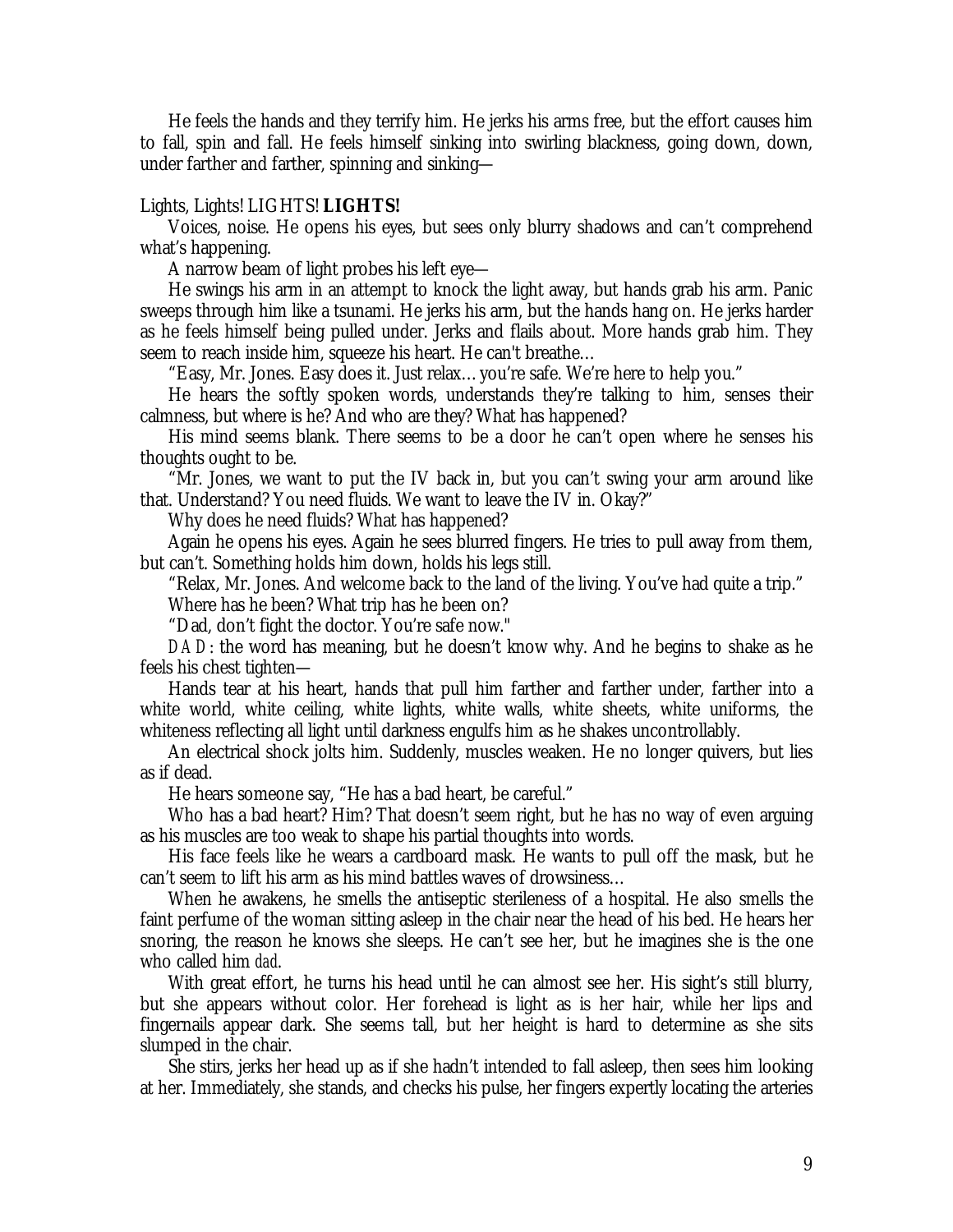He feels the hands and they terrify him. He jerks his arms free, but the effort causes him to fall, spin and fall. He feels himself sinking into swirling blackness, going down, down, under farther and farther, spinning and sinking—

Lights, Lights! LIGHTS! **LIGHTS!**

Voices, noise. He opens his eyes, but sees only blurry shadows and can't comprehend what's happening.

A narrow beam of light probes his left eye—

He swings his arm in an attempt to knock the light away, but hands grab his arm. Panic sweeps through him like a tsunami. He jerks his arm, but the hands hang on. He jerks harder as he feels himself being pulled under. Jerks and flails about. More hands grab him. They seem to reach inside him, squeeze his heart. He can't breathe…

"Easy, Mr. Jones. Easy does it. Just relax… you're safe. We're here to help you."

He hears the softly spoken words, understands they're talking to him, senses their calmness, but where is he? And who are they? What has happened?

His mind seems blank. There seems to be a door he can't open where he senses his thoughts ought to be.

"Mr. Jones, we want to put the IV back in, but you can't swing your arm around like that. Understand? You need fluids. We want to leave the IV in. Okay?"

Why does he need fluids? What has happened?

Again he opens his eyes. Again he sees blurred fingers. He tries to pull away from them, but can't. Something holds him down, holds his legs still.

"Relax, Mr. Jones. And welcome back to the land of the living. You've had quite a trip."

Where has he been? What trip has he been on?

"Dad, don't fight the doctor. You're safe now."

*DAD*: the word has meaning, but he doesn't know why. And he begins to shake as he feels his chest tighten—

Hands tear at his heart, hands that pull him farther and farther under, farther into a white world, white ceiling, white lights, white walls, white sheets, white uniforms, the whiteness reflecting all light until darkness engulfs him as he shakes uncontrollably.

An electrical shock jolts him. Suddenly, muscles weaken. He no longer quivers, but lies as if dead.

He hears someone say, "He has a bad heart, be careful."

Who has a bad heart? Him? That doesn't seem right, but he has no way of even arguing as his muscles are too weak to shape his partial thoughts into words.

His face feels like he wears a cardboard mask. He wants to pull off the mask, but he can't seem to lift his arm as his mind battles waves of drowsiness…

When he awakens, he smells the antiseptic sterileness of a hospital. He also smells the faint perfume of the woman sitting asleep in the chair near the head of his bed. He hears her snoring, the reason he knows she sleeps. He can't see her, but he imagines she is the one who called him *dad*.

With great effort, he turns his head until he can almost see her. His sight's still blurry, but she appears without color. Her forehead is light as is her hair, while her lips and fingernails appear dark. She seems tall, but her height is hard to determine as she sits slumped in the chair.

She stirs, jerks her head up as if she hadn't intended to fall asleep, then sees him looking at her. Immediately, she stands, and checks his pulse, her fingers expertly locating the arteries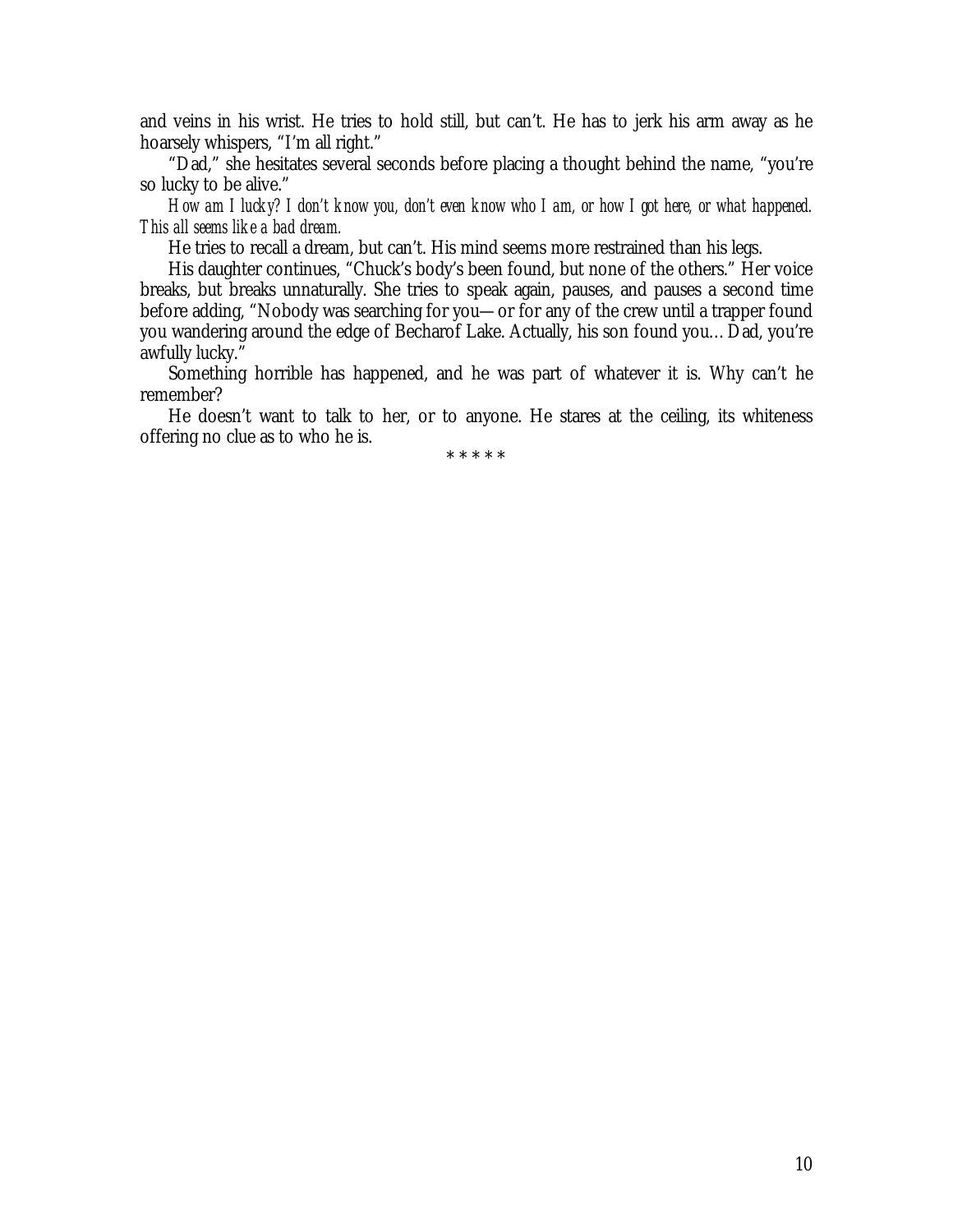and veins in his wrist. He tries to hold still, but can't. He has to jerk his arm away as he hoarsely whispers, "I'm all right."

"Dad," she hesitates several seconds before placing a thought behind the name, "you're so lucky to be alive."

*How am I lucky? I don't know you, don't even know who I am, or how I got here, or what happened. This all seems like a bad dream.*

He tries to recall a dream, but can't. His mind seems more restrained than his legs.

His daughter continues, "Chuck's body's been found, but none of the others." Her voice breaks, but breaks unnaturally. She tries to speak again, pauses, and pauses a second time before adding, "Nobody was searching for you—or for any of the crew until a trapper found you wandering around the edge of Becharof Lake. Actually, his son found you… Dad, you're awfully lucky."

Something horrible has happened, and he was part of whatever it is. Why can't he remember?

He doesn't want to talk to her, or to anyone. He stares at the ceiling, its whiteness offering no clue as to who he is.

\* \* \* \* \*